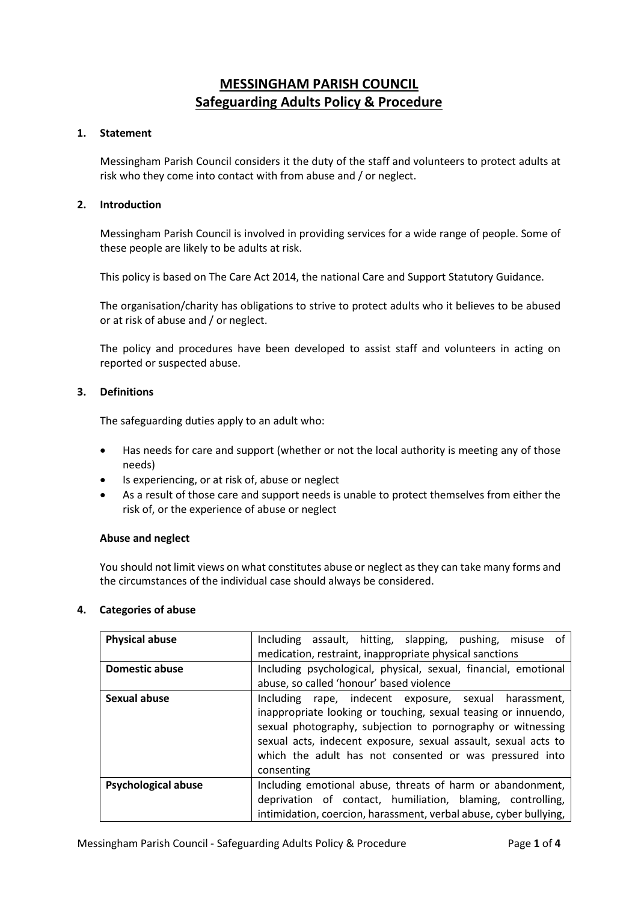# MESSINGHAM PARISH COUNCIL
## Safeguarding Adults Policy & Procedure

### 1. Statement

Messingham Parish Council considers it the duty of the staff and volunteers to protect adults at risk who they come into contact with from abuse and / or neglect.

### 2. Introduction

Messingham Parish Council is involved in providing services for a wide range of people. Some of these people are likely to be adults at risk.

This policy is based on The Care Act 2014, the national Care and Support Statutory Guidance.

The organisation/charity has obligations to strive to protect adults who it believes to be abused or at risk of abuse and / or neglect.

The policy and procedures have been developed to assist staff and volunteers in acting on reported or suspected abuse.

### 3. Definitions

The safeguarding duties apply to an adult who:

- Has needs for care and support (whether or not the local authority is meeting any of those needs)
- Is experiencing, or at risk of, abuse or neglect
- As a result of those care and support needs is unable to protect themselves from either the risk of, or the experience of abuse or neglect

**Abuse and neglect**

You should not limit views on what constitutes abuse or neglect as they can take many forms and the circumstances of the individual case should always be considered.

### 4. Categories of abuse

| | |
|---|---|
| **Physical abuse** | Including assault, hitting, slapping, pushing, misuse of medication, restraint, inappropriate physical sanctions |
| **Domestic abuse** | Including psychological, physical, sexual, financial, emotional abuse, so called 'honour' based violence |
| **Sexual abuse** | Including rape, indecent exposure, sexual harassment, inappropriate looking or touching, sexual teasing or innuendo, sexual photography, subjection to pornography or witnessing sexual acts, indecent exposure, sexual assault, sexual acts to which the adult has not consented or was pressured into consenting |
| **Psychological abuse** | Including emotional abuse, threats of harm or abandonment, deprivation of contact, humiliation, blaming, controlling, intimidation, coercion, harassment, verbal abuse, cyber bullying, |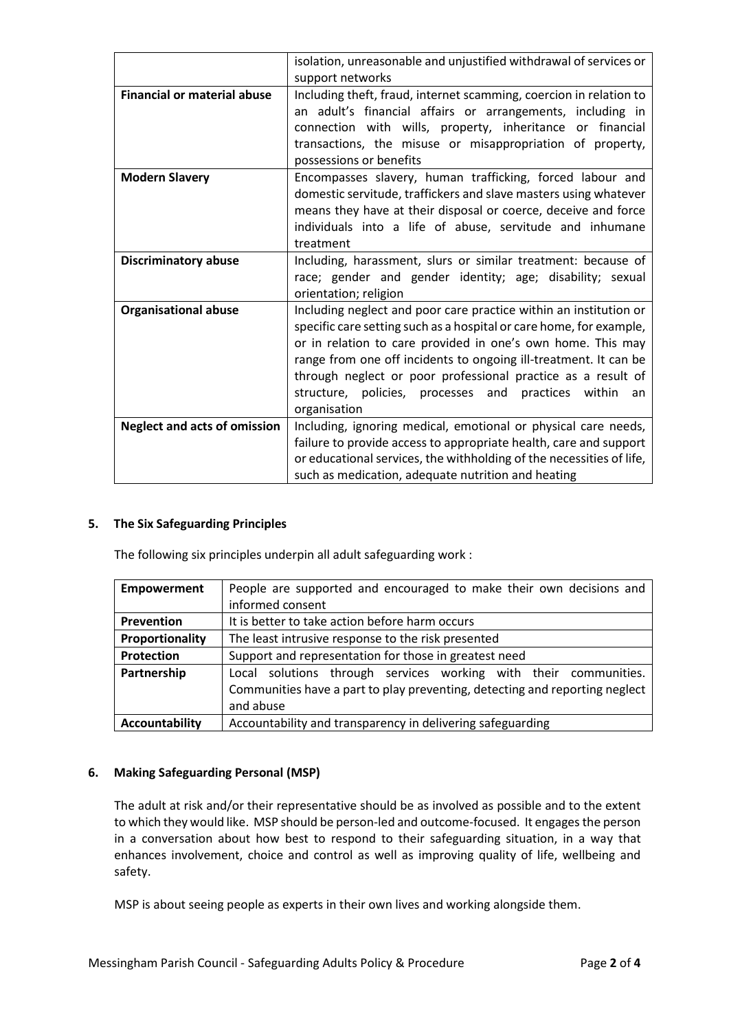|  |  |
|---|---|
|  | isolation, unreasonable and unjustified withdrawal of services or support networks |
| **Financial or material abuse** | Including theft, fraud, internet scamming, coercion in relation to an adult's financial affairs or arrangements, including in connection with wills, property, inheritance or financial transactions, the misuse or misappropriation of property, possessions or benefits |
| **Modern Slavery** | Encompasses slavery, human trafficking, forced labour and domestic servitude, traffickers and slave masters using whatever means they have at their disposal or coerce, deceive and force individuals into a life of abuse, servitude and inhumane treatment |
| **Discriminatory abuse** | Including, harassment, slurs or similar treatment: because of race; gender and gender identity; age; disability; sexual orientation; religion |
| **Organisational abuse** | Including neglect and poor care practice within an institution or specific care setting such as a hospital or care home, for example, or in relation to care provided in one's own home. This may range from one off incidents to ongoing ill-treatment. It can be through neglect or poor professional practice as a result of structure, policies, processes and practices within an organisation |
| **Neglect and acts of omission** | Including, ignoring medical, emotional or physical care needs, failure to provide access to appropriate health, care and support or educational services, the withholding of the necessities of life, such as medication, adequate nutrition and heating |

## 5. The Six Safeguarding Principles

The following six principles underpin all adult safeguarding work :

|  |  |
|---|---|
| **Empowerment** | People are supported and encouraged to make their own decisions and informed consent |
| **Prevention** | It is better to take action before harm occurs |
| **Proportionality** | The least intrusive response to the risk presented |
| **Protection** | Support and representation for those in greatest need |
| **Partnership** | Local solutions through services working with their communities. Communities have a part to play preventing, detecting and reporting neglect and abuse |
| **Accountability** | Accountability and transparency in delivering safeguarding |

## 6. Making Safeguarding Personal (MSP)

The adult at risk and/or their representative should be as involved as possible and to the extent to which they would like. MSP should be person-led and outcome-focused. It engages the person in a conversation about how best to respond to their safeguarding situation, in a way that enhances involvement, choice and control as well as improving quality of life, wellbeing and safety.

MSP is about seeing people as experts in their own lives and working alongside them.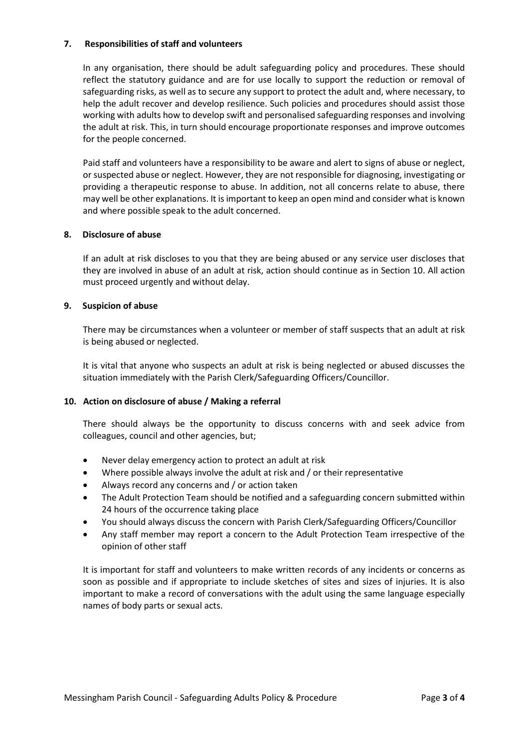## 7. Responsibilities of staff and volunteers

In any organisation, there should be adult safeguarding policy and procedures. These should reflect the statutory guidance and are for use locally to support the reduction or removal of safeguarding risks, as well as to secure any support to protect the adult and, where necessary, to help the adult recover and develop resilience. Such policies and procedures should assist those working with adults how to develop swift and personalised safeguarding responses and involving the adult at risk. This, in turn should encourage proportionate responses and improve outcomes for the people concerned.

Paid staff and volunteers have a responsibility to be aware and alert to signs of abuse or neglect, or suspected abuse or neglect. However, they are not responsible for diagnosing, investigating or providing a therapeutic response to abuse. In addition, not all concerns relate to abuse, there may well be other explanations. It is important to keep an open mind and consider what is known and where possible speak to the adult concerned.

## 8. Disclosure of abuse

If an adult at risk discloses to you that they are being abused or any service user discloses that they are involved in abuse of an adult at risk, action should continue as in Section 10. All action must proceed urgently and without delay.

## 9. Suspicion of abuse

There may be circumstances when a volunteer or member of staff suspects that an adult at risk is being abused or neglected.

It is vital that anyone who suspects an adult at risk is being neglected or abused discusses the situation immediately with the Parish Clerk/Safeguarding Officers/Councillor.

## 10. Action on disclosure of abuse / Making a referral

There should always be the opportunity to discuss concerns with and seek advice from colleagues, council and other agencies, but;

- Never delay emergency action to protect an adult at risk
- Where possible always involve the adult at risk and / or their representative
- Always record any concerns and / or action taken
- The Adult Protection Team should be notified and a safeguarding concern submitted within 24 hours of the occurrence taking place
- You should always discuss the concern with Parish Clerk/Safeguarding Officers/Councillor
- Any staff member may report a concern to the Adult Protection Team irrespective of the opinion of other staff

It is important for staff and volunteers to make written records of any incidents or concerns as soon as possible and if appropriate to include sketches of sites and sizes of injuries. It is also important to make a record of conversations with the adult using the same language especially names of body parts or sexual acts.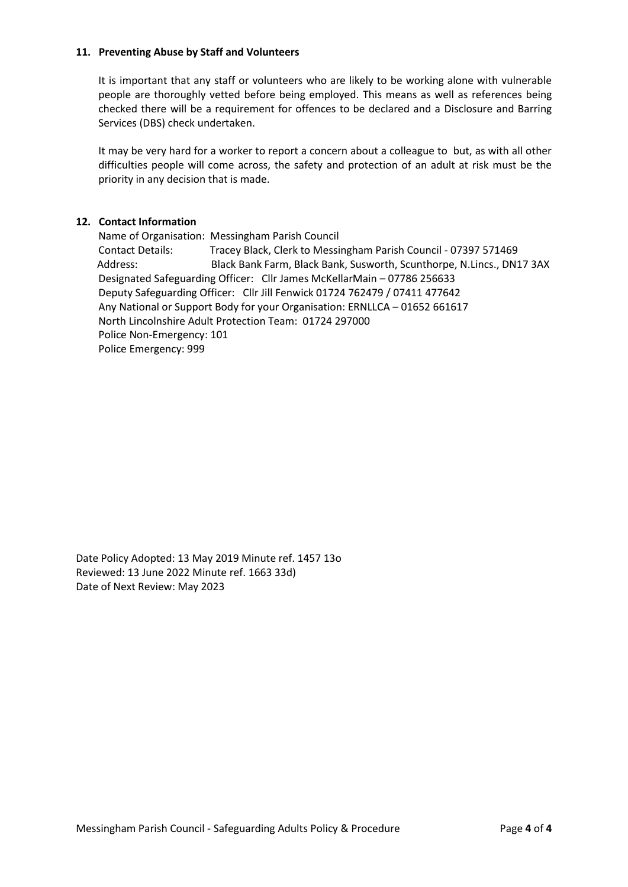## 11. Preventing Abuse by Staff and Volunteers

It is important that any staff or volunteers who are likely to be working alone with vulnerable people are thoroughly vetted before being employed. This means as well as references being checked there will be a requirement for offences to be declared and a Disclosure and Barring Services (DBS) check undertaken.

It may be very hard for a worker to report a concern about a colleague to but, as with all other difficulties people will come across, the safety and protection of an adult at risk must be the priority in any decision that is made.

## 12. Contact Information

Name of Organisation: Messingham Parish Council
Contact Details: Tracey Black, Clerk to Messingham Parish Council - 07397 571469
Address: Black Bank Farm, Black Bank, Susworth, Scunthorpe, N.Lincs., DN17 3AX
Designated Safeguarding Officer: Cllr James McKellarMain – 07786 256633
Deputy Safeguarding Officer: Cllr Jill Fenwick 01724 762479 / 07411 477642
Any National or Support Body for your Organisation: ERNLLCA – 01652 661617
North Lincolnshire Adult Protection Team: 01724 297000
Police Non-Emergency: 101
Police Emergency: 999

Date Policy Adopted: 13 May 2019 Minute ref. 1457 13o
Reviewed: 13 June 2022 Minute ref. 1663 33d)
Date of Next Review: May 2023